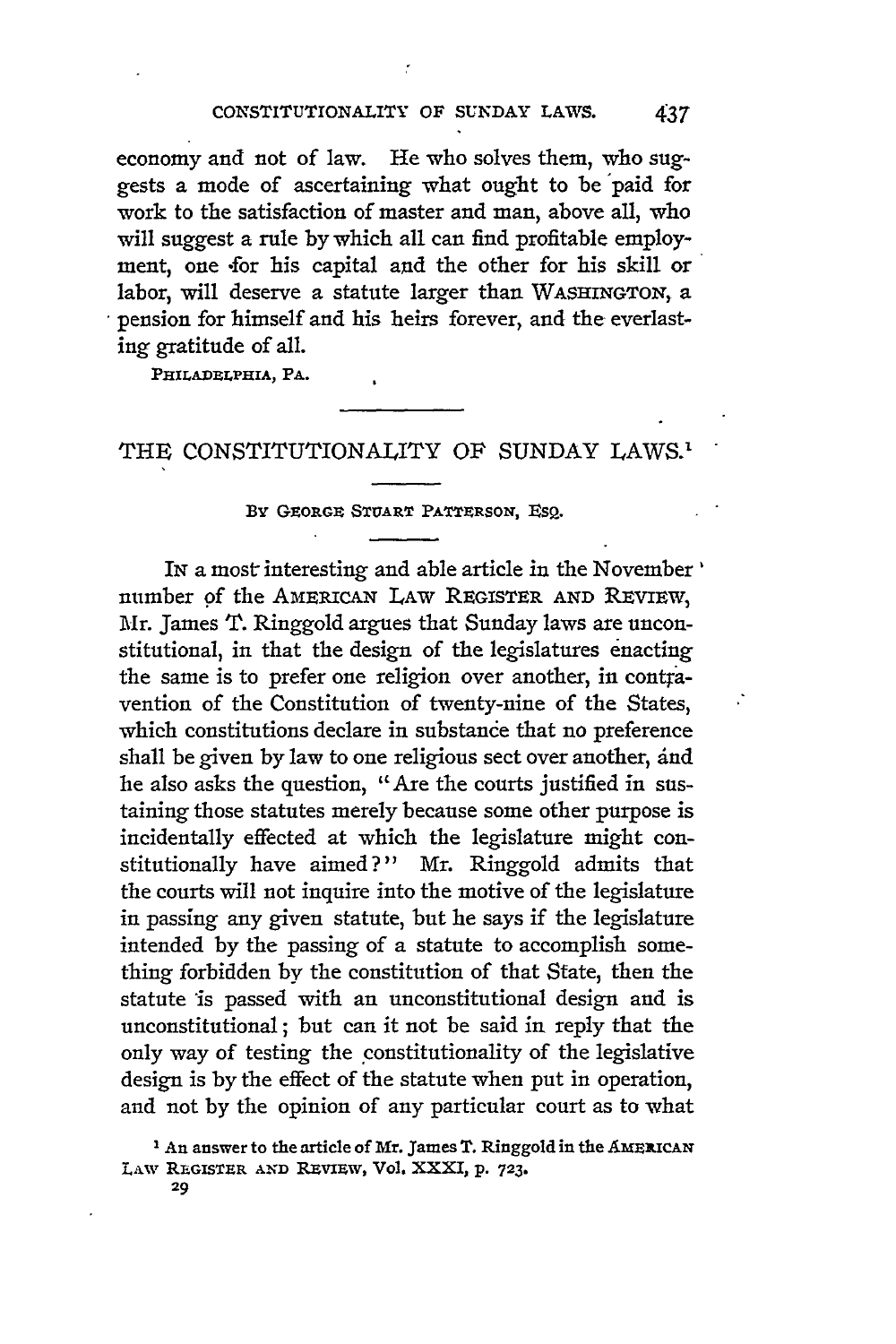economy and not of law. He who solves them, who suggests a mode of ascertaining what ought to be paid for work to the satisfaction of master and man, above all, who will suggest a rule by which all can find profitable employment, one for his capital and the other for his skill or labor, will deserve a statute larger than WASHINGTON, a pension for himself and his heirs forever, and the everlasting gratitude of all.

PHILADELPHIA, PA.

# THE CONSTITUTIONALITY OF SUNDAY LAWS.[1]

BY GEORGE STUART PATTERSON, ESQ.

IN a most interesting and able article in the November number of the AMERICAN LAW REGISTER AND REVIEW, Mr. James T. Ringgold argues that Sunday laws are unconstitutional, in that the design of the legislatures enacting the same is to prefer one religion over another, in contravention of the Constitution of twenty-nine of the States, which constitutions declare in substance that no preference shall be given by law to one religious sect over another, and he also asks the question, "Are the courts justified in sustaining those statutes merely because some other purpose is incidentally effected at which the legislature might constitutionally have aimed?" Mr. Ringgold admits that the courts will not inquire into the motive of the legislature in passing any given statute, but he says if the legislature intended by the passing of a statute to accomplish something forbidden by the constitution of that State, then the statute is passed with an unconstitutional design and is unconstitutional; but can it not be said in reply that the only way of testing the constitutionality of the legislative design is by the effect of the statute when put in operation, and not by the opinion of any particular court as to what

[1] An answer to the article of Mr. James T. Ringgold in the AMERICAN LAW REGISTER AND REVIEW, Vol. XXXI, p. 723.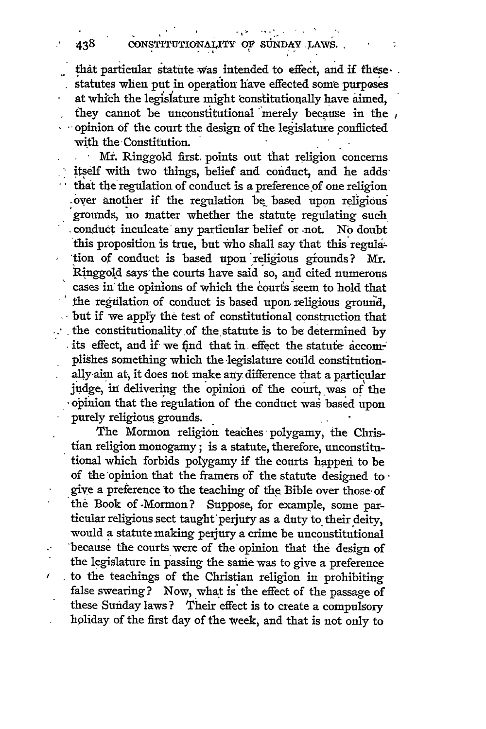that particular statute was intended to effect, and if these statutes when put in operation have effected some purposes at which the legislature might constitutionally have aimed, they cannot be unconstitutional merely because in the opinion of the court the design of the legislature conflicted with the Constitution.

Mr. Ringgold first points out that religion concerns itself with two things, belief and conduct, and he adds that the regulation of conduct is a preference of one religion over another if the regulation be based upon religious grounds, no matter whether the statute regulating such conduct inculcate any particular belief or not. No doubt this proposition is true, but who shall say that this regulation of conduct is based upon religious grounds? Mr. Ringgold says the courts have said so, and cited numerous cases in the opinions of which the courts seem to hold that the regulation of conduct is based upon religious ground, but if we apply the test of constitutional construction that the constitutionality of the statute is to be determined by its effect, and if we find that in effect the statute accomplishes something which the legislature could constitutionally aim at, it does not make any difference that a particular judge, in delivering the opinion of the court, was of the opinion that the regulation of the conduct was based upon purely religious grounds.

The Mormon religion teaches polygamy, the Christian religion monogamy; is a statute, therefore, unconstitutional which forbids polygamy if the courts happen to be of the opinion that the framers of the statute designed to give a preference to the teaching of the Bible over those of the Book of Mormon? Suppose, for example, some particular religious sect taught perjury as a duty to their deity, would a statute making perjury a crime be unconstitutional because the courts were of the opinion that the design of the legislature in passing the same was to give a preference to the teachings of the Christian religion in prohibiting false swearing? Now, what is the effect of the passage of these Sunday laws? Their effect is to create a compulsory holiday of the first day of the week, and that is not only to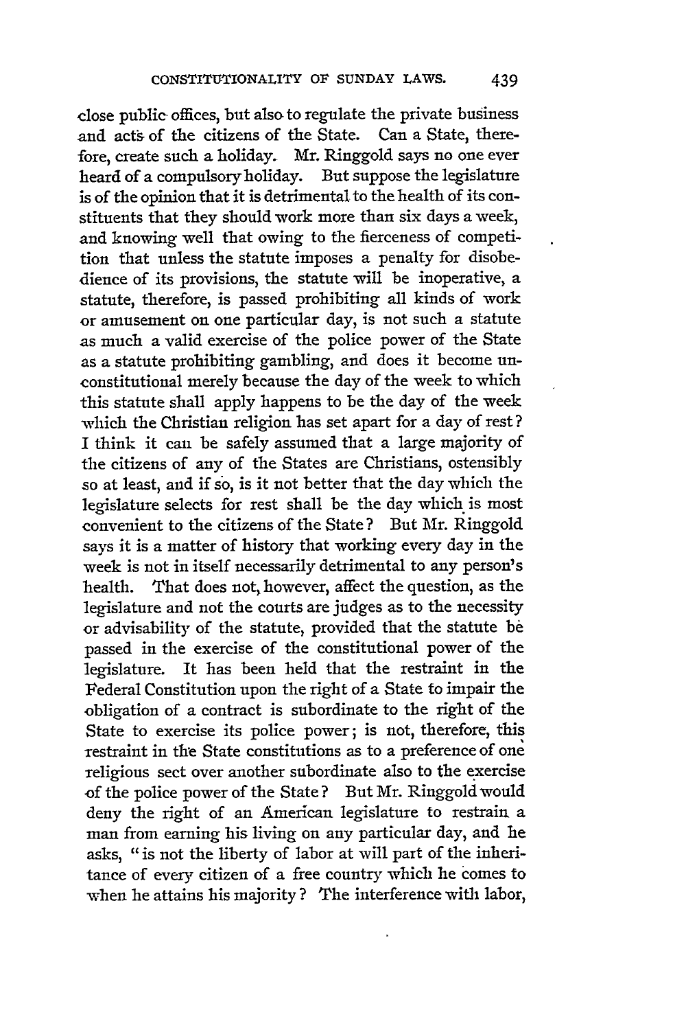close public offices, but also to regulate the private business and acts of the citizens of the State. Can a State, therefore, create such a holiday. Mr. Ringgold says no one ever heard of a compulsory holiday. But suppose the legislature is of the opinion that it is detrimental to the health of its constituents that they should work more than six days a week, and knowing well that owing to the fierceness of competition that unless the statute imposes a penalty for disobedience of its provisions, the statute will be inoperative, a statute, therefore, is passed prohibiting all kinds of work or amusement on one particular day, is not such a statute as much a valid exercise of the police power of the State as a statute prohibiting gambling, and does it become unconstitutional merely because the day of the week to which this statute shall apply happens to be the day of the week which the Christian religion has set apart for a day of rest? I think it can be safely assumed that a large majority of the citizens of any of the States are Christians, ostensibly so at least, and if so, is it not better that the day which the legislature selects for rest shall be the day which is most convenient to the citizens of the State? But Mr. Ringgold says it is a matter of history that working every day in the week is not in itself necessarily detrimental to any person's health. That does not, however, affect the question, as the legislature and not the courts are judges as to the necessity or advisability of the statute, provided that the statute be passed in the exercise of the constitutional power of the legislature. It has been held that the restraint in the Federal Constitution upon the right of a State to impair the obligation of a contract is subordinate to the right of the State to exercise its police power; is not, therefore, this restraint in the State constitutions as to a preference of one religious sect over another subordinate also to the exercise of the police power of the State? But Mr. Ringgold would deny the right of an American legislature to restrain a man from earning his living on any particular day, and he asks, "is not the liberty of labor at will part of the inheritance of every citizen of a free country which he comes to when he attains his majority? The interference with labor,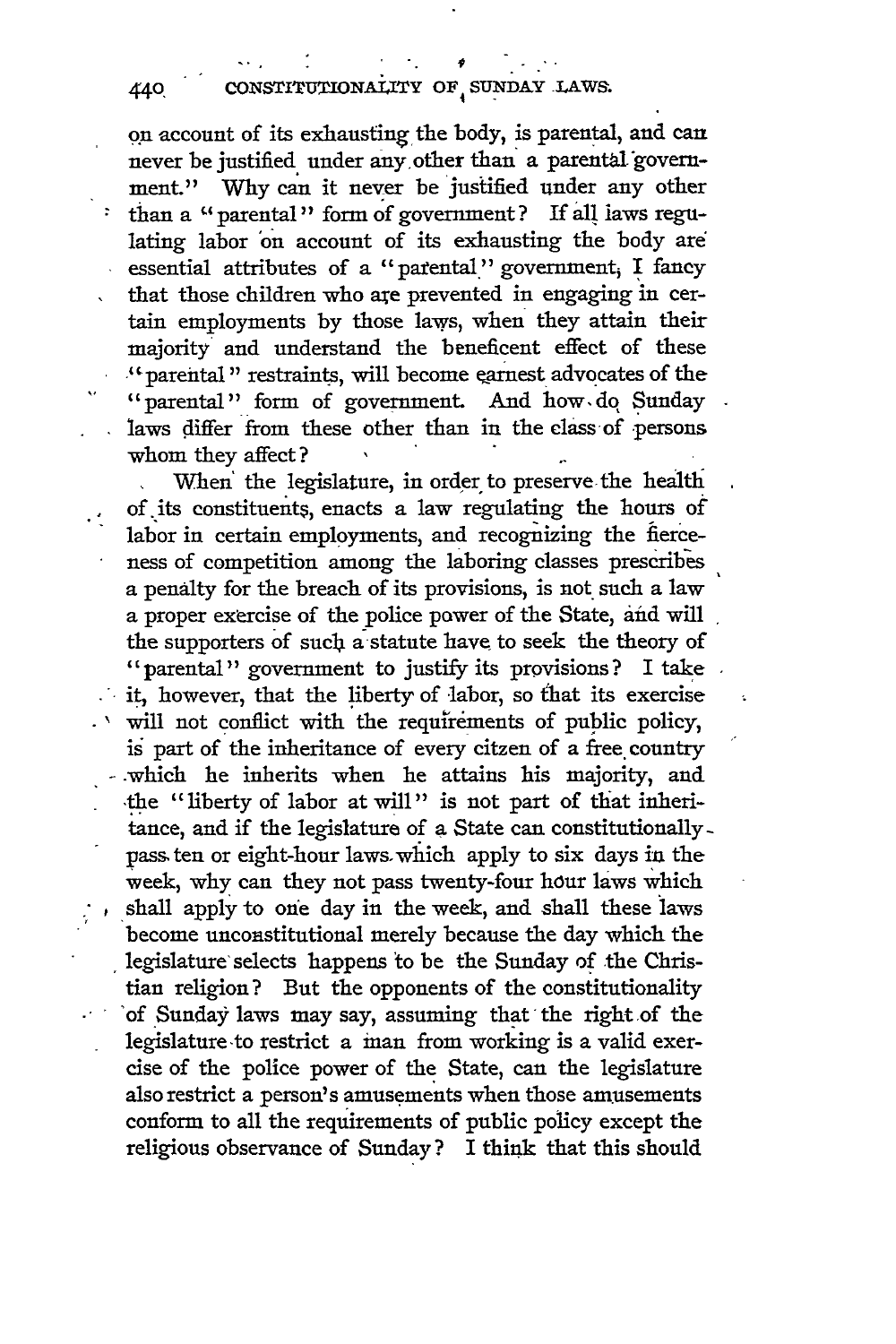on account of its exhausting the body, is parental, and can never be justified under any other than a parental government." Why can it never be justified under any other than a "parental" form of government? If all laws regulating labor on account of its exhausting the body are essential attributes of a "parental" government, I fancy that those children who are prevented in engaging in certain employments by those laws, when they attain their majority and understand the beneficent effect of these "parental" restraints, will become earnest advocates of the "parental" form of government. And how do Sunday laws differ from these other than in the class of persons whom they affect?

When the legislature, in order to preserve the health of its constituents, enacts a law regulating the hours of labor in certain employments, and recognizing the fierceness of competition among the laboring classes prescribes a penalty for the breach of its provisions, is not such a law a proper exercise of the police power of the State, and will the supporters of such a statute have to seek the theory of "parental" government to justify its provisions? I take it, however, that the liberty of labor, so that its exercise will not conflict with the requirements of public policy, is part of the inheritance of every citzen of a free country which he inherits when he attains his majority, and the "liberty of labor at will" is not part of that inheritance, and if the legislature of a State can constitutionally pass ten or eight-hour laws which apply to six days in the week, why can they not pass twenty-four hour laws which shall apply to one day in the week, and shall these laws become unconstitutional merely because the day which the legislature selects happens to be the Sunday of the Christian religion? But the opponents of the constitutionality of Sunday laws may say, assuming that the right of the legislature to restrict a man from working is a valid exercise of the police power of the State, can the legislature also restrict a person's amusements when those amusements conform to all the requirements of public policy except the religious observance of Sunday? I think that this should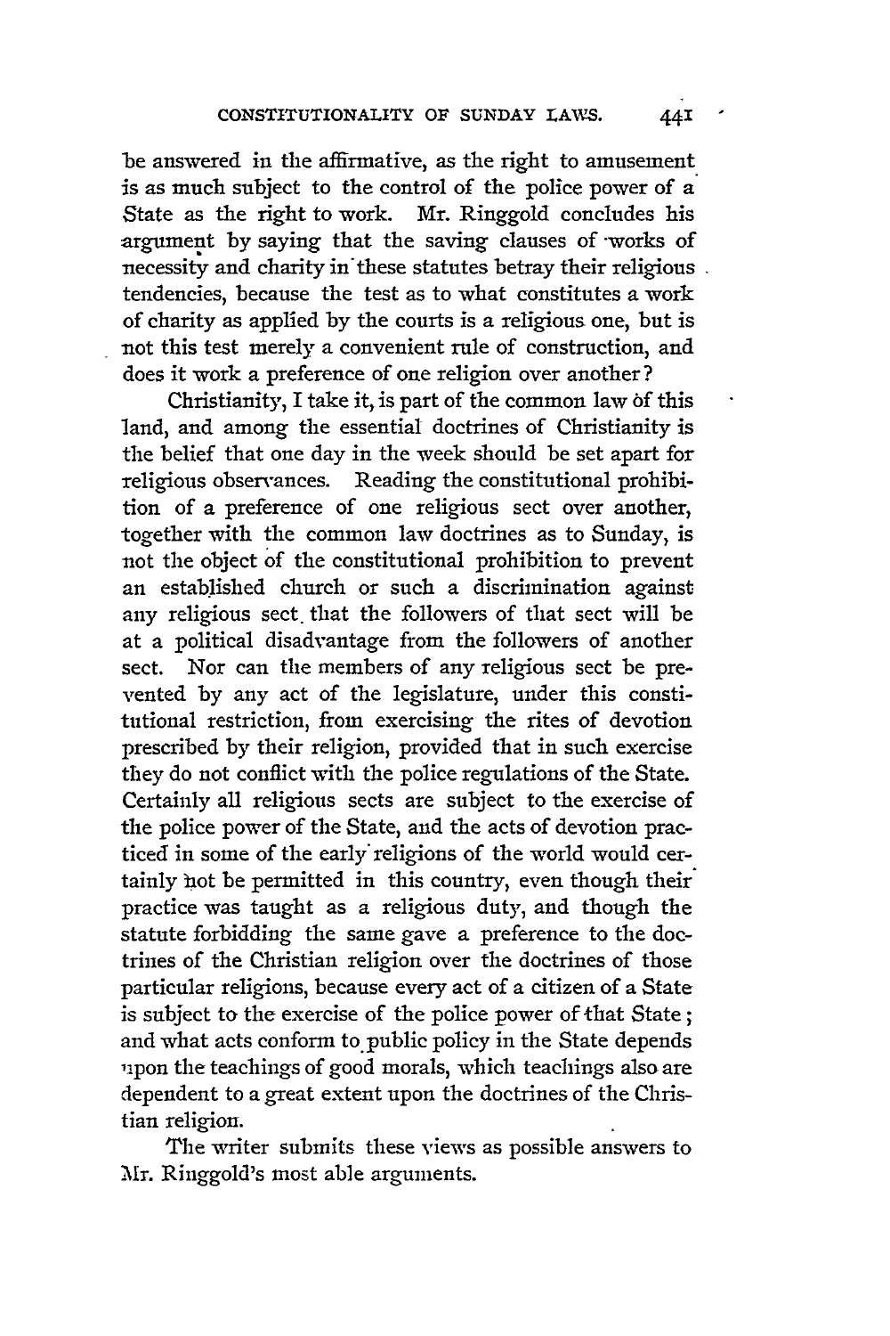be answered in the affirmative, as the right to amusement is as much subject to the control of the police power of a State as the right to work. Mr. Ringgold concludes his argument by saying that the saving clauses of works of necessity and charity in these statutes betray their religious tendencies, because the test as to what constitutes a work of charity as applied by the courts is a religious one, but is not this test merely a convenient rule of construction, and does it work a preference of one religion over another?

Christianity, I take it, is part of the common law of this land, and among the essential doctrines of Christianity is the belief that one day in the week should be set apart for religious observances. Reading the constitutional prohibition of a preference of one religious sect over another, together with the common law doctrines as to Sunday, is not the object of the constitutional prohibition to prevent an established church or such a discrimination against any religious sect that the followers of that sect will be at a political disadvantage from the followers of another sect. Nor can the members of any religious sect be prevented by any act of the legislature, under this constitutional restriction, from exercising the rites of devotion prescribed by their religion, provided that in such exercise they do not conflict with the police regulations of the State. Certainly all religious sects are subject to the exercise of the police power of the State, and the acts of devotion practiced in some of the early religions of the world would certainly not be permitted in this country, even though their practice was taught as a religious duty, and though the statute forbidding the same gave a preference to the doctrines of the Christian religion over the doctrines of those particular religions, because every act of a citizen of a State is subject to the exercise of the police power of that State; and what acts conform to public policy in the State depends upon the teachings of good morals, which teachings also are dependent to a great extent upon the doctrines of the Christian religion.

The writer submits these views as possible answers to Mr. Ringgold's most able arguments.